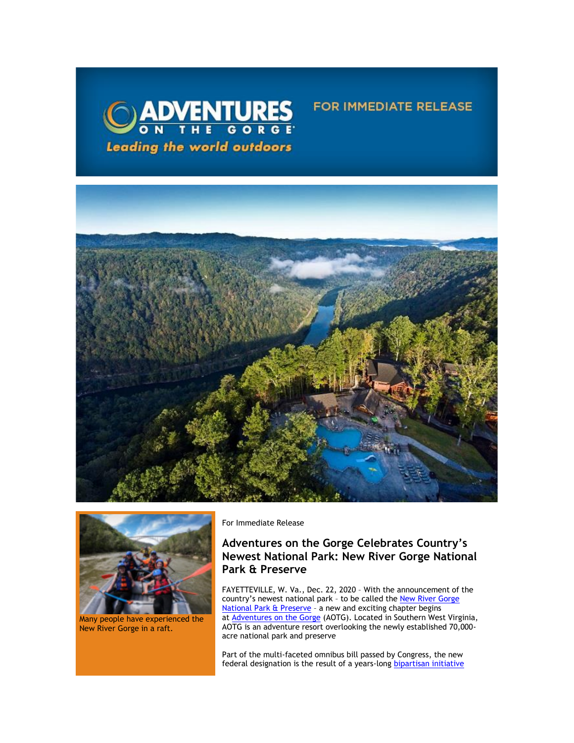ADVENTURES ON THE GORGE

*Leading the world outdoors*

FOR IMMEDIATE RELEASE

Many people have experienced the New River Gorge in a raft.

For Immediate Release

## Adventures on the Gorge Celebrates Country's Newest National Park: New River Gorge National Park & Preserve

FAYETTEVILLE, W. Va., Dec. 22, 2020 – With the announcement of the country's newest national park – to be called the New River Gorge National Park & Preserve – a new and exciting chapter begins at Adventures on the Gorge (AOTG). Located in Southern West Virginia, AOTG is an adventure resort overlooking the newly established 70,000-acre national park and preserve

Part of the multi-faceted omnibus bill passed by Congress, the new federal designation is the result of a years-long bipartisan initiative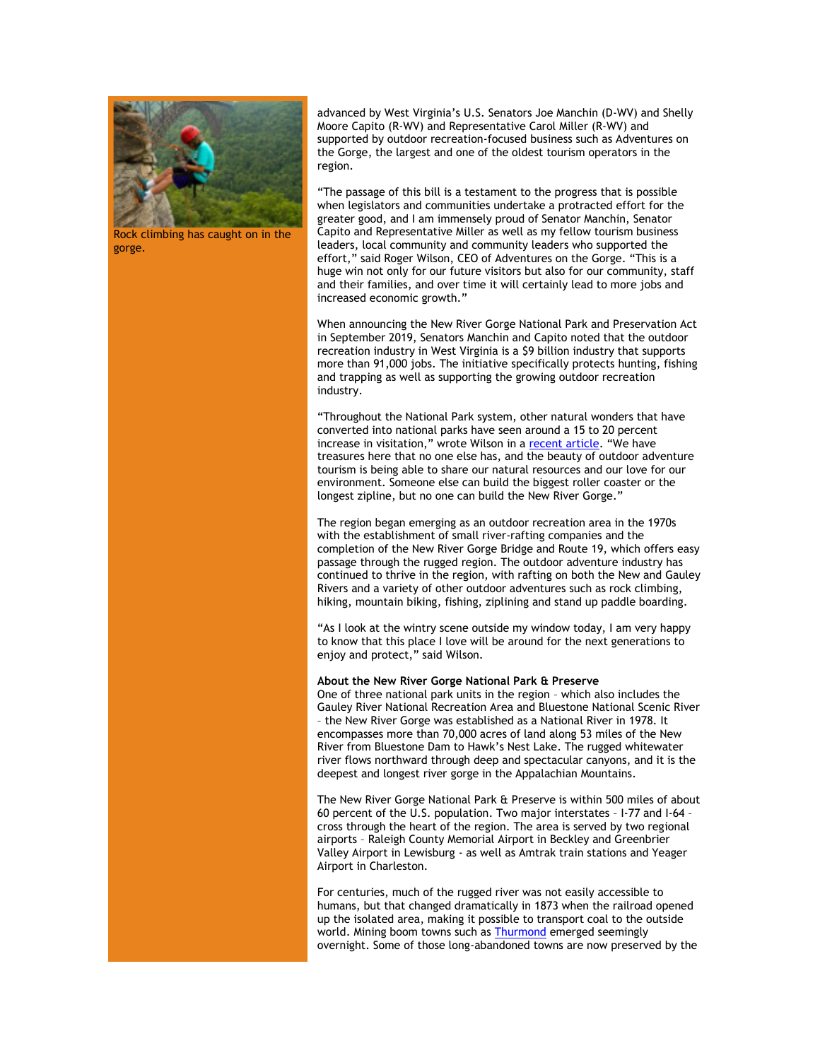Rock climbing has caught on in the gorge.

advanced by West Virginia's U.S. Senators Joe Manchin (D-WV) and Shelly Moore Capito (R-WV) and Representative Carol Miller (R-WV) and supported by outdoor recreation-focused business such as Adventures on the Gorge, the largest and one of the oldest tourism operators in the region.

"The passage of this bill is a testament to the progress that is possible when legislators and communities undertake a protracted effort for the greater good, and I am immensely proud of Senator Manchin, Senator Capito and Representative Miller as well as my fellow tourism business leaders, local community and community leaders who supported the effort," said Roger Wilson, CEO of Adventures on the Gorge. "This is a huge win not only for our future visitors but also for our community, staff and their families, and over time it will certainly lead to more jobs and increased economic growth."

When announcing the New River Gorge National Park and Preservation Act in September 2019, Senators Manchin and Capito noted that the outdoor recreation industry in West Virginia is a $9 billion industry that supports more than 91,000 jobs. The initiative specifically protects hunting, fishing and trapping as well as supporting the growing outdoor recreation industry.

"Throughout the National Park system, other natural wonders that have converted into national parks have seen around a 15 to 20 percent increase in visitation," wrote Wilson in a recent article. "We have treasures here that no one else has, and the beauty of outdoor adventure tourism is being able to share our natural resources and our love for our environment. Someone else can build the biggest roller coaster or the longest zipline, but no one can build the New River Gorge."

The region began emerging as an outdoor recreation area in the 1970s with the establishment of small river-rafting companies and the completion of the New River Gorge Bridge and Route 19, which offers easy passage through the rugged region. The outdoor adventure industry has continued to thrive in the region, with rafting on both the New and Gauley Rivers and a variety of other outdoor adventures such as rock climbing, hiking, mountain biking, fishing, ziplining and stand up paddle boarding.

"As I look at the wintry scene outside my window today, I am very happy to know that this place I love will be around for the next generations to enjoy and protect," said Wilson.

**About the New River Gorge National Park & Preserve**

One of three national park units in the region – which also includes the Gauley River National Recreation Area and Bluestone National Scenic River – the New River Gorge was established as a National River in 1978. It encompasses more than 70,000 acres of land along 53 miles of the New River from Bluestone Dam to Hawk's Nest Lake. The rugged whitewater river flows northward through deep and spectacular canyons, and it is the deepest and longest river gorge in the Appalachian Mountains.

The New River Gorge National Park & Preserve is within 500 miles of about 60 percent of the U.S. population. Two major interstates – I-77 and I-64 – cross through the heart of the region. The area is served by two regional airports – Raleigh County Memorial Airport in Beckley and Greenbrier Valley Airport in Lewisburg - as well as Amtrak train stations and Yeager Airport in Charleston.

For centuries, much of the rugged river was not easily accessible to humans, but that changed dramatically in 1873 when the railroad opened up the isolated area, making it possible to transport coal to the outside world. Mining boom towns such as Thurmond emerged seemingly overnight. Some of those long-abandoned towns are now preserved by the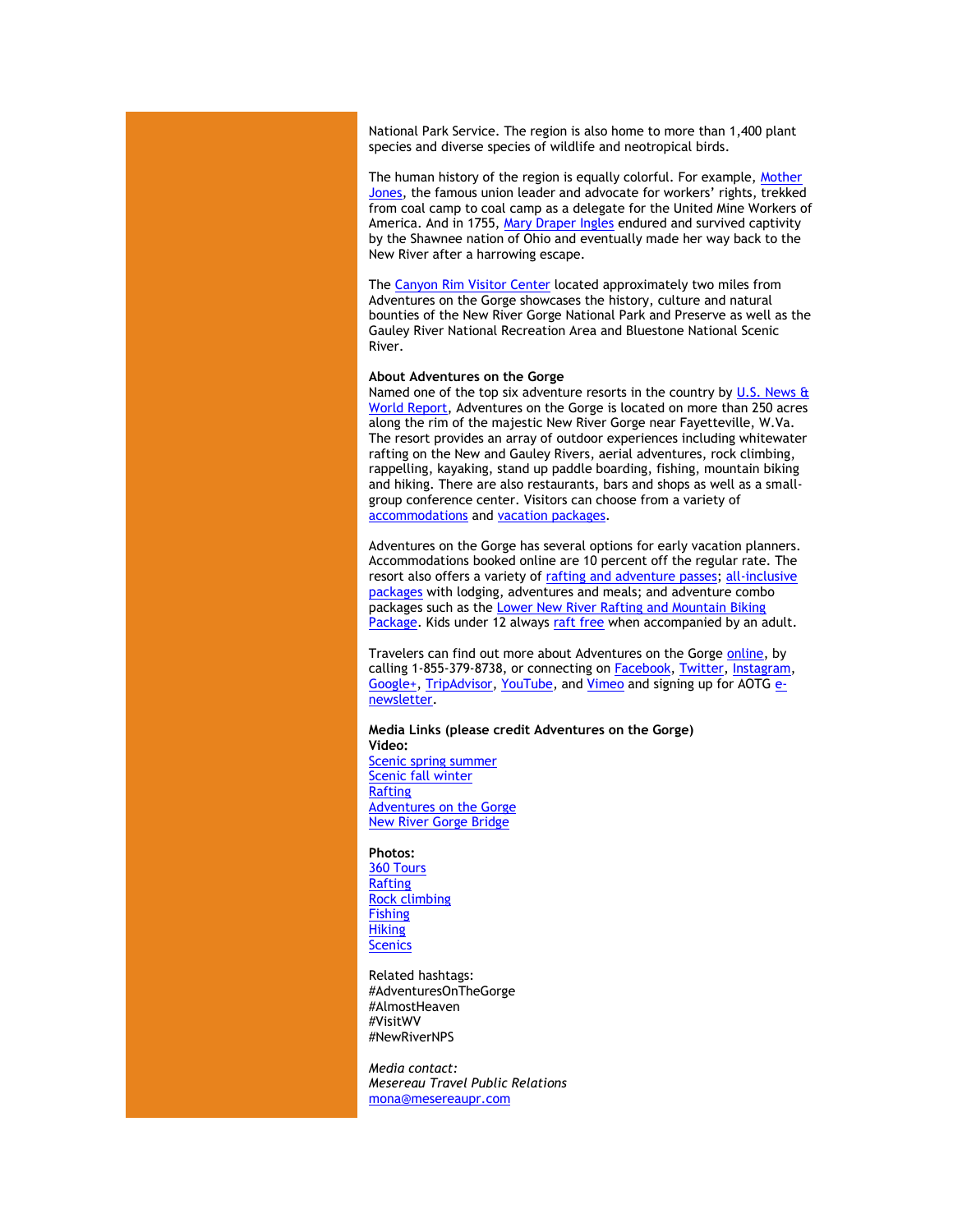National Park Service. The region is also home to more than 1,400 plant species and diverse species of wildlife and neotropical birds.

The human history of the region is equally colorful. For example, Mother Jones, the famous union leader and advocate for workers' rights, trekked from coal camp to coal camp as a delegate for the United Mine Workers of America. And in 1755, Mary Draper Ingles endured and survived captivity by the Shawnee nation of Ohio and eventually made her way back to the New River after a harrowing escape.

The Canyon Rim Visitor Center located approximately two miles from Adventures on the Gorge showcases the history, culture and natural bounties of the New River Gorge National Park and Preserve as well as the Gauley River National Recreation Area and Bluestone National Scenic River.

**About Adventures on the Gorge**

Named one of the top six adventure resorts in the country by U.S. News & World Report, Adventures on the Gorge is located on more than 250 acres along the rim of the majestic New River Gorge near Fayetteville, W.Va. The resort provides an array of outdoor experiences including whitewater rafting on the New and Gauley Rivers, aerial adventures, rock climbing, rappelling, kayaking, stand up paddle boarding, fishing, mountain biking and hiking. There are also restaurants, bars and shops as well as a small-group conference center. Visitors can choose from a variety of accommodations and vacation packages.

Adventures on the Gorge has several options for early vacation planners. Accommodations booked online are 10 percent off the regular rate. The resort also offers a variety of rafting and adventure passes; all-inclusive packages with lodging, adventures and meals; and adventure combo packages such as the Lower New River Rafting and Mountain Biking Package. Kids under 12 always raft free when accompanied by an adult.

Travelers can find out more about Adventures on the Gorge online, by calling 1-855-379-8738, or connecting on Facebook, Twitter, Instagram, Google+, TripAdvisor, YouTube, and Vimeo and signing up for AOTG e-newsletter.

**Media Links (please credit Adventures on the Gorge)**
**Video:**
Scenic spring summer
Scenic fall winter
Rafting
Adventures on the Gorge
New River Gorge Bridge

**Photos:**
360 Tours
Rafting
Rock climbing
Fishing
Hiking
Scenics

Related hashtags:
#AdventuresOnTheGorge
#AlmostHeaven
#VisitWV
#NewRiverNPS

*Media contact:*
*Mesereau Travel Public Relations*
mona@mesereaupr.com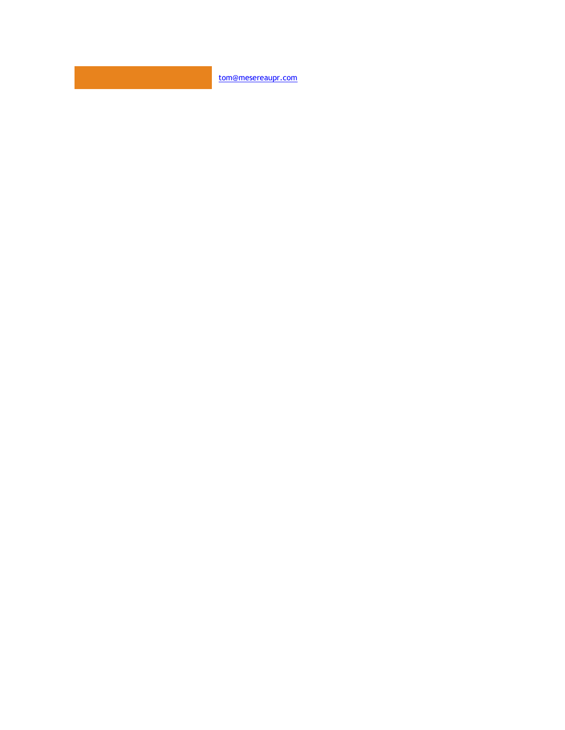tom@mesereaupr.com